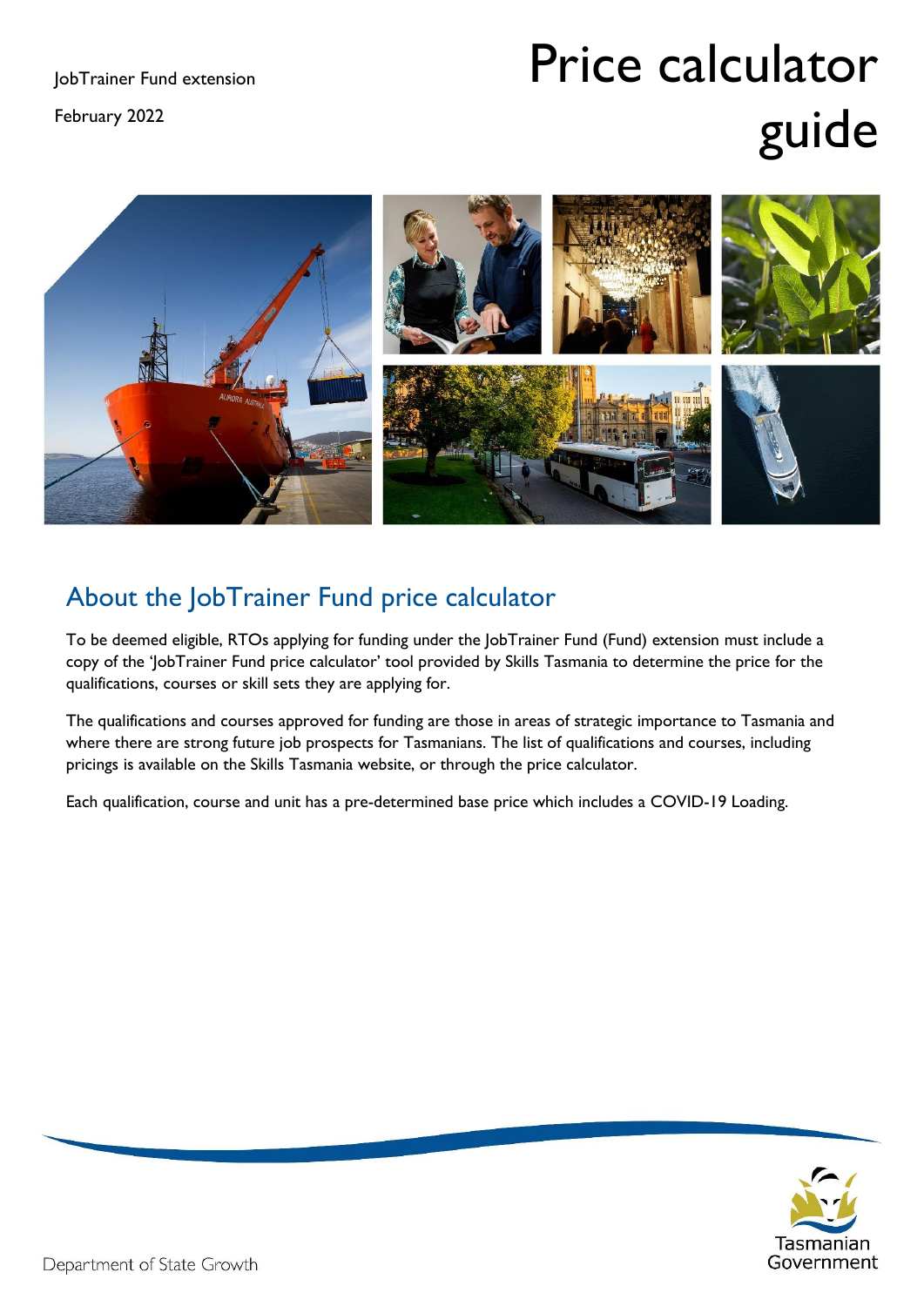JobTrainer Fund extension

February 2022

# Price calculator guide

## About the JobTrainer Fund price calculator

To be deemed eligible, RTOs applying for funding under the JobTrainer Fund (Fund) extension must include a copy of the 'JobTrainer Fund price calculator' tool provided by Skills Tasmania to determine the price for the qualifications, courses or skill sets they are applying for.

The qualifications and courses approved for funding are those in areas of strategic importance to Tasmania and where there are strong future job prospects for Tasmanians. The list of qualifications and courses, including pricings is available on the Skills Tasmania website, or through the price calculator.

Each qualification, course and unit has a pre-determined base price which includes a COVID-19 Loading.

Department of State Growth

Tasmanian Government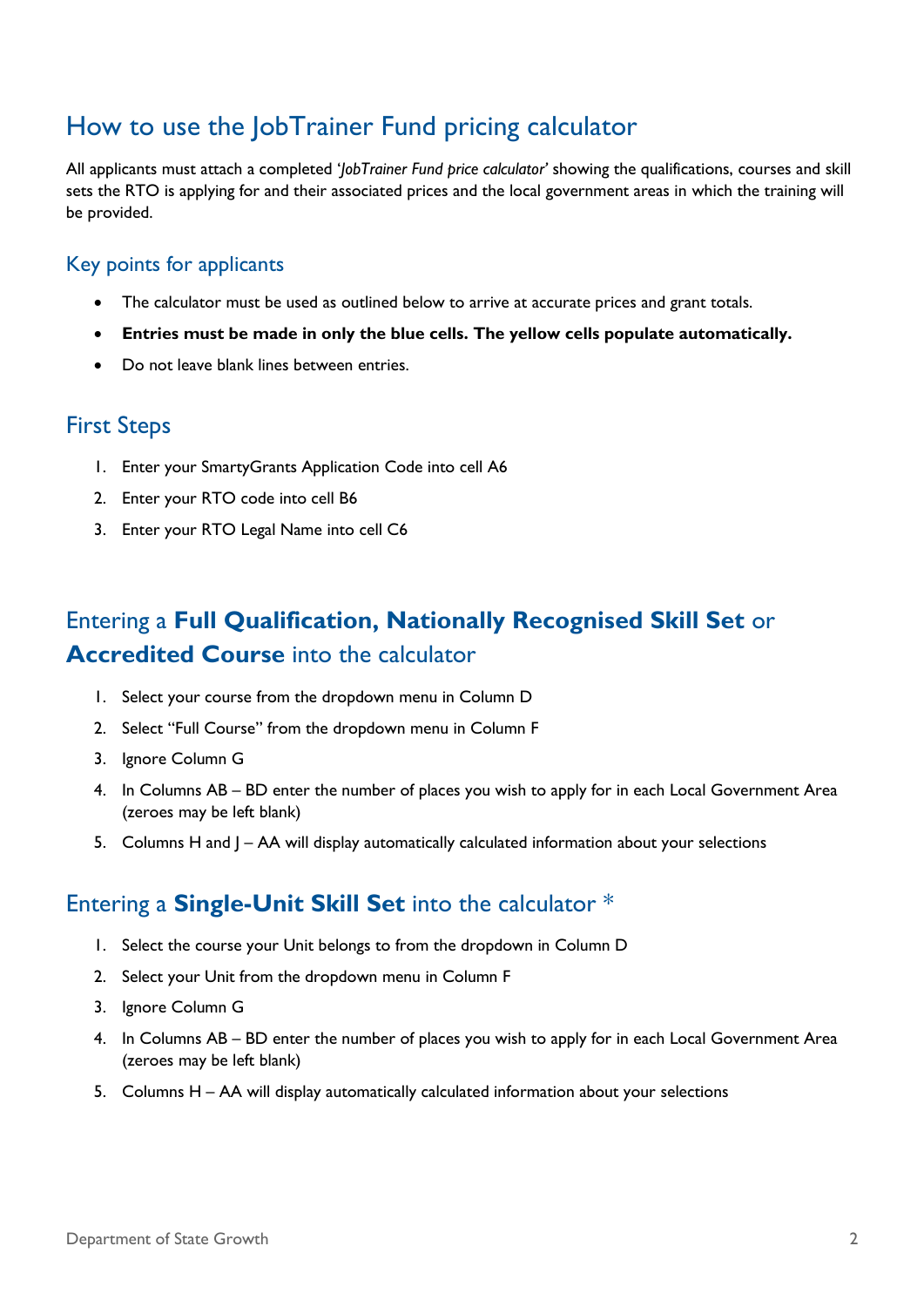# How to use the JobTrainer Fund pricing calculator

All applicants must attach a completed '*JobTrainer Fund price calculator*' showing the qualifications, courses and skill sets the RTO is applying for and their associated prices and the local government areas in which the training will be provided.

## Key points for applicants

- The calculator must be used as outlined below to arrive at accurate prices and grant totals.
- **Entries must be made in only the blue cells. The yellow cells populate automatically.**
- Do not leave blank lines between entries.

## First Steps

1. Enter your SmartyGrants Application Code into cell A6
2. Enter your RTO code into cell B6
3. Enter your RTO Legal Name into cell C6

## Entering a **Full Qualification, Nationally Recognised Skill Set** or **Accredited Course** into the calculator

1. Select your course from the dropdown menu in Column D
2. Select "Full Course" from the dropdown menu in Column F
3. Ignore Column G
4. In Columns AB – BD enter the number of places you wish to apply for in each Local Government Area (zeroes may be left blank)
5. Columns H and J – AA will display automatically calculated information about your selections

## Entering a **Single-Unit Skill Set** into the calculator *

1. Select the course your Unit belongs to from the dropdown in Column D
2. Select your Unit from the dropdown menu in Column F
3. Ignore Column G
4. In Columns AB – BD enter the number of places you wish to apply for in each Local Government Area (zeroes may be left blank)
5. Columns H – AA will display automatically calculated information about your selections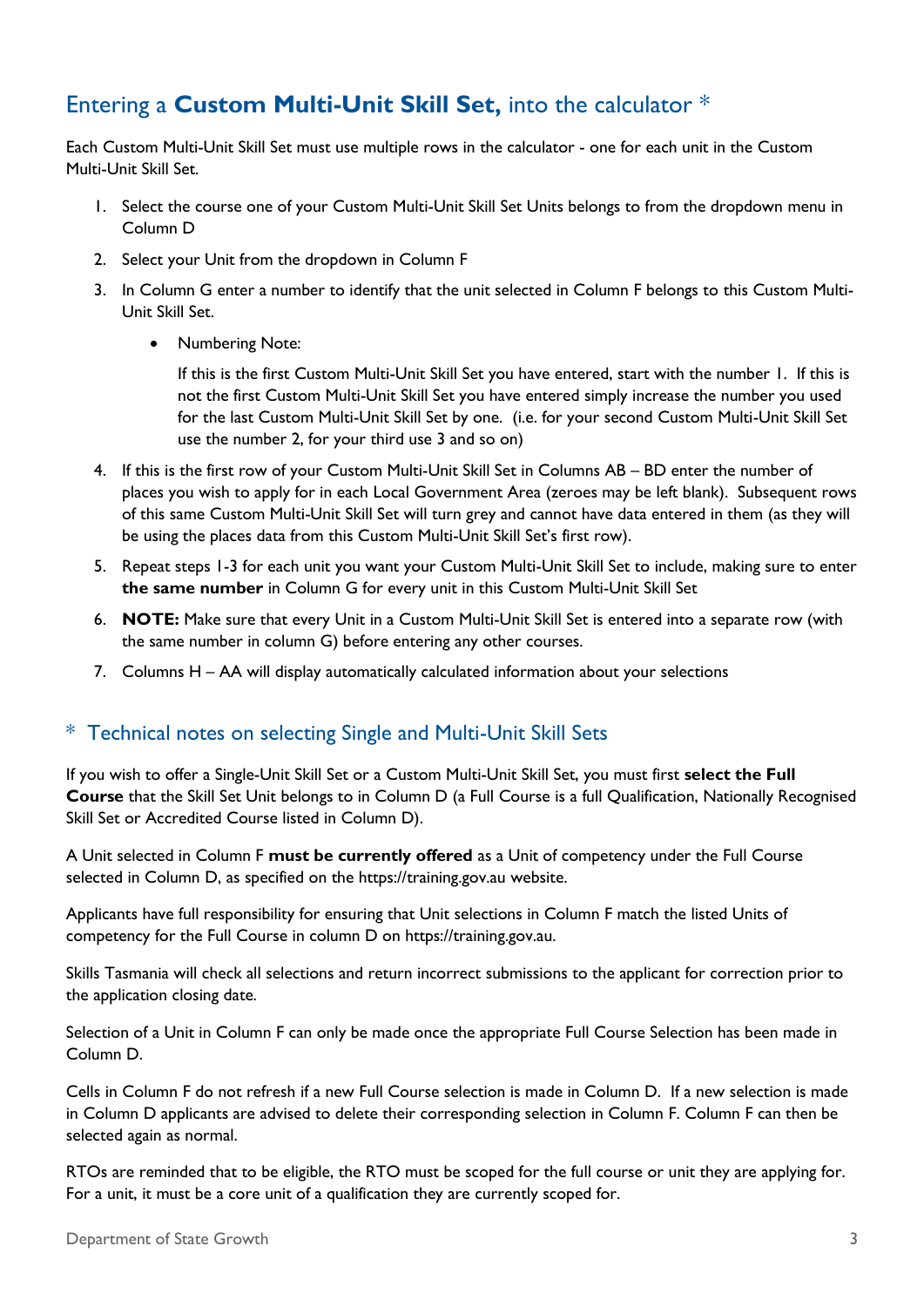## Entering a **Custom Multi-Unit Skill Set,** into the calculator *

Each Custom Multi-Unit Skill Set must use multiple rows in the calculator - one for each unit in the Custom Multi-Unit Skill Set.

1. Select the course one of your Custom Multi-Unit Skill Set Units belongs to from the dropdown menu in Column D
2. Select your Unit from the dropdown in Column F
3. In Column G enter a number to identify that the unit selected in Column F belongs to this Custom Multi-Unit Skill Set.
   - Numbering Note:

     If this is the first Custom Multi-Unit Skill Set you have entered, start with the number 1. If this is not the first Custom Multi-Unit Skill Set you have entered simply increase the number you used for the last Custom Multi-Unit Skill Set by one. (i.e. for your second Custom Multi-Unit Skill Set use the number 2, for your third use 3 and so on)
4. If this is the first row of your Custom Multi-Unit Skill Set in Columns AB – BD enter the number of places you wish to apply for in each Local Government Area (zeroes may be left blank). Subsequent rows of this same Custom Multi-Unit Skill Set will turn grey and cannot have data entered in them (as they will be using the places data from this Custom Multi-Unit Skill Set's first row).
5. Repeat steps 1-3 for each unit you want your Custom Multi-Unit Skill Set to include, making sure to enter **the same number** in Column G for every unit in this Custom Multi-Unit Skill Set
6. **NOTE:** Make sure that every Unit in a Custom Multi-Unit Skill Set is entered into a separate row (with the same number in column G) before entering any other courses.
7. Columns H – AA will display automatically calculated information about your selections

## * Technical notes on selecting Single and Multi-Unit Skill Sets

If you wish to offer a Single-Unit Skill Set or a Custom Multi-Unit Skill Set, you must first **select the Full Course** that the Skill Set Unit belongs to in Column D (a Full Course is a full Qualification, Nationally Recognised Skill Set or Accredited Course listed in Column D).

A Unit selected in Column F **must be currently offered** as a Unit of competency under the Full Course selected in Column D, as specified on the https://training.gov.au website.

Applicants have full responsibility for ensuring that Unit selections in Column F match the listed Units of competency for the Full Course in column D on https://training.gov.au.

Skills Tasmania will check all selections and return incorrect submissions to the applicant for correction prior to the application closing date.

Selection of a Unit in Column F can only be made once the appropriate Full Course Selection has been made in Column D.

Cells in Column F do not refresh if a new Full Course selection is made in Column D. If a new selection is made in Column D applicants are advised to delete their corresponding selection in Column F. Column F can then be selected again as normal.

RTOs are reminded that to be eligible, the RTO must be scoped for the full course or unit they are applying for. For a unit, it must be a core unit of a qualification they are currently scoped for.